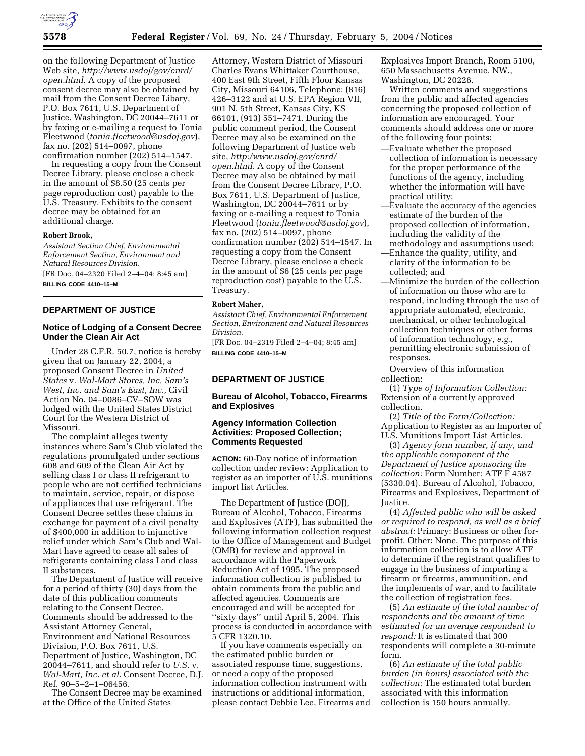on the following Department of Justice Web site, *http://www.usdoj/gov/enrd/open.html.* A copy of the proposed consent decree may also be obtained by mail from the Consent Decree Libary, P.O. Box 7611, U.S. Department of Justice, Washington, DC 20044–7611 or by faxing or e-mailing a request to Tonia Fleetwood (*tonia.fleetwood@usdoj.gov*), fax no. (202) 514–0097, phone confirmation number (202) 514–1547.

In requesting a copy from the Consent Decree Library, please enclose a check in the amount of $8.50 (25 cents per page reproduction cost) payable to the U.S. Treasury. Exhibits to the consent decree may be obtained for an additional charge.

**Robert Brook,**

*Assistant Section Chief, Environmental Enforcement Section, Environment and Natural Resources Division.*

[FR Doc. 04–2320 Filed 2–4–04; 8:45 am]

**BILLING CODE 4410–15–M**

## DEPARTMENT OF JUSTICE

### Notice of Lodging of a Consent Decree Under the Clean Air Act

Under 28 C.F.R. 50.7, notice is hereby given that on January 22, 2004, a proposed Consent Decree in *United States* v. *Wal-Mart Stores, Inc, Sam's West, Inc. and Sam's East, Inc.,* Civil Action No. 04–0086–CV–SOW was lodged with the United States District Court for the Western District of Missouri.

The complaint alleges twenty instances where Sam's Club violated the regulations promulgated under sections 608 and 609 of the Clean Air Act by selling class I or class II refrigerant to people who are not certified technicians to maintain, service, repair, or dispose of appliances that use refrigerant. The Consent Decree settles these claims in exchange for payment of a civil penalty of $400,000 in addition to injunctive relief under which Sam's Club and Wal-Mart have agreed to cease all sales of refrigerants containing class I and class II substances.

The Department of Justice will receive for a period of thirty (30) days from the date of this publication comments relating to the Consent Decree. Comments should be addressed to the Assistant Attorney General, Environment and National Resources Division, P.O. Box 7611, U.S. Department of Justice, Washington, DC 20044–7611, and should refer to *U.S.* v. *Wal-Mart, Inc. et al.* Consent Decree, D.J. Ref. 90–5–2–1–06456.

The Consent Decree may be examined at the Office of the United States Attorney, Western District of Missouri Charles Evans Whittaker Courthouse, 400 East 9th Street, Fifth Floor Kansas City, Missouri 64106, Telephone: (816) 426–3122 and at U.S. EPA Region VII, 901 N. 5th Street, Kansas City, KS 66101, (913) 551–7471. During the public comment period, the Consent Decree may also be examined on the following Department of Justice web site, *http:/www.usdoj.gov/enrd/open.html.* A copy of the Consent Decree may also be obtained by mail from the Consent Decree Library, P.O. Box 7611, U.S. Department of Justice, Washington, DC 20044–7611 or by faxing or e-mailing a request to Tonia Fleetwood (*tonia.fleetwood@usdoj.gov*), fax no. (202) 514–0097, phone confirmation number (202) 514–1547. In requesting a copy from the Consent Decree Library, please enclose a check in the amount of $6 (25 cents per page reproduction cost) payable to the U.S. Treasury.

**Robert Maher,**

*Assistant Chief, Environmental Enforcement Section, Environment and Natural Resources Division.*

[FR Doc. 04–2319 Filed 2–4–04; 8:45 am]

**BILLING CODE 4410–15–M**

## DEPARTMENT OF JUSTICE

### Bureau of Alcohol, Tobacco, Firearms and Explosives

### Agency Information Collection Activities: Proposed Collection; Comments Requested

**ACTION:** 60-Day notice of information collection under review: Application to register as an importer of U.S. munitions import list Articles.

The Department of Justice (DOJ), Bureau of Alcohol, Tobacco, Firearms and Explosives (ATF), has submitted the following information collection request to the Office of Management and Budget (OMB) for review and approval in accordance with the Paperwork Reduction Act of 1995. The proposed information collection is published to obtain comments from the public and affected agencies. Comments are encouraged and will be accepted for "sixty days" until April 5, 2004. This process is conducted in accordance with 5 CFR 1320.10.

If you have comments especially on the estimated public burden or associated response time, suggestions, or need a copy of the proposed information collection instrument with instructions or additional information, please contact Debbie Lee, Firearms and Explosives Import Branch, Room 5100, 650 Massachusetts Avenue, NW., Washington, DC 20226.

Written comments and suggestions from the public and affected agencies concerning the proposed collection of information are encouraged. Your comments should address one or more of the following four points:

—Evaluate whether the proposed collection of information is necessary for the proper performance of the functions of the agency, including whether the information will have practical utility;

—Evaluate the accuracy of the agencies estimate of the burden of the proposed collection of information, including the validity of the methodology and assumptions used;

—Enhance the quality, utility, and clarity of the information to be collected; and

—Minimize the burden of the collection of information on those who are to respond, including through the use of appropriate automated, electronic, mechanical, or other technological collection techniques or other forms of information technology, *e.g.,* permitting electronic submission of responses.

Overview of this information collection:

(1) *Type of Information Collection:* Extension of a currently approved collection.

(2) *Title of the Form/Collection:* Application to Register as an Importer of U.S. Munitions Import List Articles.

(3) *Agency form number, if any, and the applicable component of the Department of Justice sponsoring the collection:* Form Number: ATF F 4587 (5330.04). Bureau of Alcohol, Tobacco, Firearms and Explosives, Department of Justice.

(4) *Affected public who will be asked or required to respond, as well as a brief abstract:* Primary: Business or other for-profit. Other: None. The purpose of this information collection is to allow ATF to determine if the registrant qualifies to engage in the business of importing a firearm or firearms, ammunition, and the implements of war, and to facilitate the collection of registration fees.

(5) *An estimate of the total number of respondents and the amount of time estimated for an average respondent to respond:* It is estimated that 300 respondents will complete a 30-minute form.

(6) *An estimate of the total public burden (in hours) associated with the collection:* The estimated total burden associated with this information collection is 150 hours annually.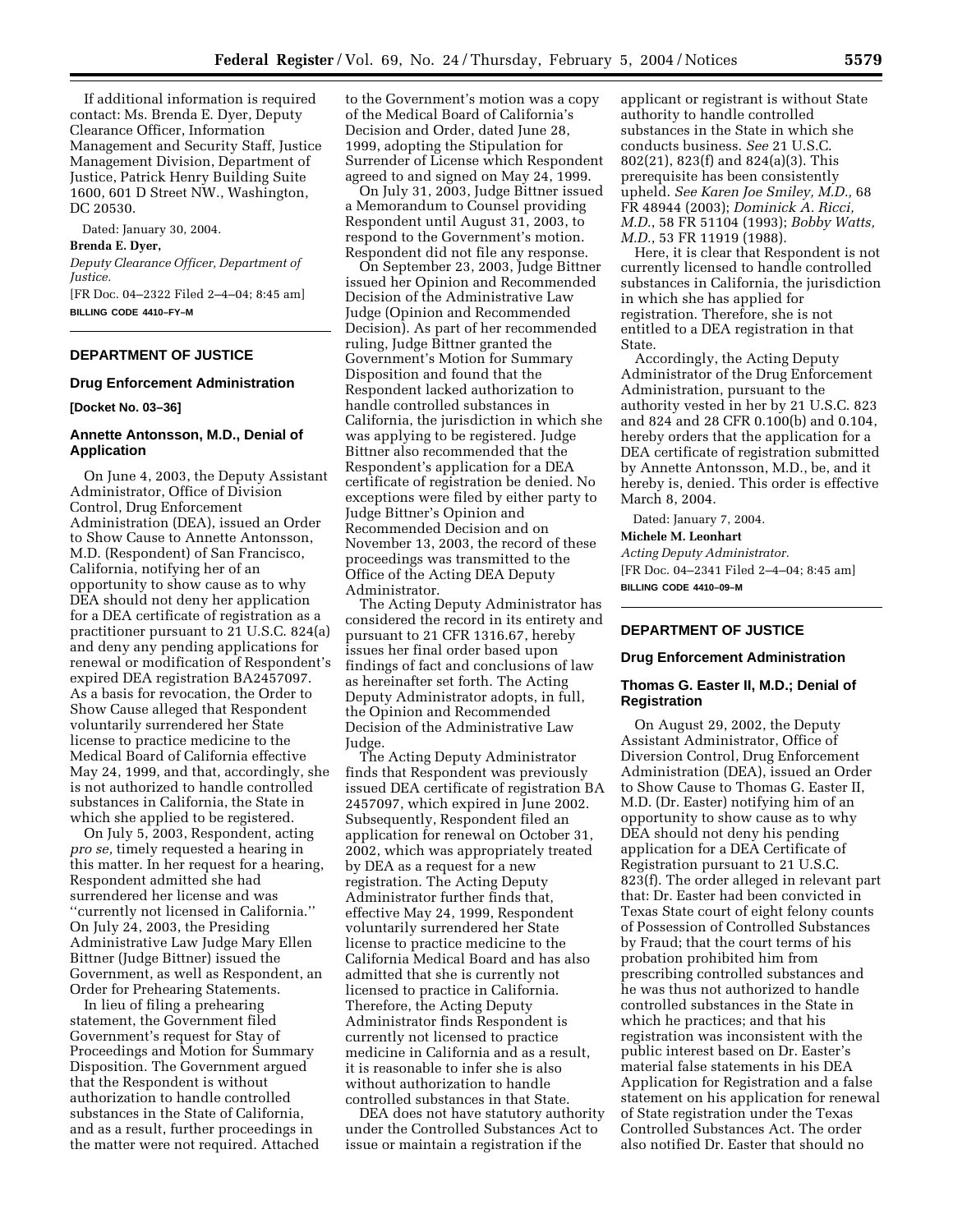If additional information is required contact: Ms. Brenda E. Dyer, Deputy Clearance Officer, Information Management and Security Staff, Justice Management Division, Department of Justice, Patrick Henry Building Suite 1600, 601 D Street NW., Washington, DC 20530.

Dated: January 30, 2004.

**Brenda E. Dyer,**

*Deputy Clearance Officer, Department of Justice.*

[FR Doc. 04–2322 Filed 2–4–04; 8:45 am]

**BILLING CODE 4410–FY–M**

---

**DEPARTMENT OF JUSTICE**

**Drug Enforcement Administration**

**[Docket No. 03–36]**

## Annette Antonsson, M.D., Denial of Application

On June 4, 2003, the Deputy Assistant Administrator, Office of Division Control, Drug Enforcement Administration (DEA), issued an Order to Show Cause to Annette Antonsson, M.D. (Respondent) of San Francisco, California, notifying her of an opportunity to show cause as to why DEA should not deny her application for a DEA certificate of registration as a practitioner pursuant to 21 U.S.C. 824(a) and deny any pending applications for renewal or modification of Respondent's expired DEA registration BA2457097. As a basis for revocation, the Order to Show Cause alleged that Respondent voluntarily surrendered her State license to practice medicine to the Medical Board of California effective May 24, 1999, and that, accordingly, she is not authorized to handle controlled substances in California, the State in which she applied to be registered.

On July 5, 2003, Respondent, acting *pro se,* timely requested a hearing in this matter. In her request for a hearing, Respondent admitted she had surrendered her license and was ''currently not licensed in California.'' On July 24, 2003, the Presiding Administrative Law Judge Mary Ellen Bittner (Judge Bittner) issued the Government, as well as Respondent, an Order for Prehearing Statements.

In lieu of filing a prehearing statement, the Government filed Government's request for Stay of Proceedings and Motion for Summary Disposition. The Government argued that the Respondent is without authorization to handle controlled substances in the State of California, and as a result, further proceedings in the matter were not required. Attached to the Government's motion was a copy of the Medical Board of California's Decision and Order, dated June 28, 1999, adopting the Stipulation for Surrender of License which Respondent agreed to and signed on May 24, 1999.

On July 31, 2003, Judge Bittner issued a Memorandum to Counsel providing Respondent until August 31, 2003, to respond to the Government's motion. Respondent did not file any response.

On September 23, 2003, Judge Bittner issued her Opinion and Recommended Decision of the Administrative Law Judge (Opinion and Recommended Decision). As part of her recommended ruling, Judge Bittner granted the Government's Motion for Summary Disposition and found that the Respondent lacked authorization to handle controlled substances in California, the jurisdiction in which she was applying to be registered. Judge Bittner also recommended that the Respondent's application for a DEA certificate of registration be denied. No exceptions were filed by either party to Judge Bittner's Opinion and Recommended Decision and on November 13, 2003, the record of these proceedings was transmitted to the Office of the Acting DEA Deputy Administrator.

The Acting Deputy Administrator has considered the record in its entirety and pursuant to 21 CFR 1316.67, hereby issues her final order based upon findings of fact and conclusions of law as hereinafter set forth. The Acting Deputy Administrator adopts, in full, the Opinion and Recommended Decision of the Administrative Law Judge.

The Acting Deputy Administrator finds that Respondent was previously issued DEA certificate of registration BA 2457097, which expired in June 2002. Subsequently, Respondent filed an application for renewal on October 31, 2002, which was appropriately treated by DEA as a request for a new registration. The Acting Deputy Administrator further finds that, effective May 24, 1999, Respondent voluntarily surrendered her State license to practice medicine to the California Medical Board and has also admitted that she is currently not licensed to practice in California. Therefore, the Acting Deputy Administrator finds Respondent is currently not licensed to practice medicine in California and as a result, it is reasonable to infer she is also without authorization to handle controlled substances in that State.

DEA does not have statutory authority under the Controlled Substances Act to issue or maintain a registration if the applicant or registrant is without State authority to handle controlled substances in the State in which she conducts business. *See* 21 U.S.C. 802(21), 823(f) and 824(a)(3). This prerequisite has been consistently upheld. *See Karen Joe Smiley, M.D.,* 68 FR 48944 (2003); *Dominick A. Ricci, M.D.*, 58 FR 51104 (1993); *Bobby Watts, M.D.*, 53 FR 11919 (1988).

Here, it is clear that Respondent is not currently licensed to handle controlled substances in California, the jurisdiction in which she has applied for registration. Therefore, she is not entitled to a DEA registration in that State.

Accordingly, the Acting Deputy Administrator of the Drug Enforcement Administration, pursuant to the authority vested in her by 21 U.S.C. 823 and 824 and 28 CFR 0.100(b) and 0.104, hereby orders that the application for a DEA certificate of registration submitted by Annette Antonsson, M.D., be, and it hereby is, denied. This order is effective March 8, 2004.

Dated: January 7, 2004.

**Michele M. Leonhart**

*Acting Deputy Administrator.*

[FR Doc. 04–2341 Filed 2–4–04; 8:45 am]

**BILLING CODE 4410–09–M**

---

**DEPARTMENT OF JUSTICE**

**Drug Enforcement Administration**

## Thomas G. Easter II, M.D.; Denial of Registration

On August 29, 2002, the Deputy Assistant Administrator, Office of Diversion Control, Drug Enforcement Administration (DEA), issued an Order to Show Cause to Thomas G. Easter II, M.D. (Dr. Easter) notifying him of an opportunity to show cause as to why DEA should not deny his pending application for a DEA Certificate of Registration pursuant to 21 U.S.C. 823(f). The order alleged in relevant part that: Dr. Easter had been convicted in Texas State court of eight felony counts of Possession of Controlled Substances by Fraud; that the court terms of his probation prohibited him from prescribing controlled substances and he was thus not authorized to handle controlled substances in the State in which he practices; and that his registration was inconsistent with the public interest based on Dr. Easter's material false statements in his DEA Application for Registration and a false statement on his application for renewal of State registration under the Texas Controlled Substances Act. The order also notified Dr. Easter that should no